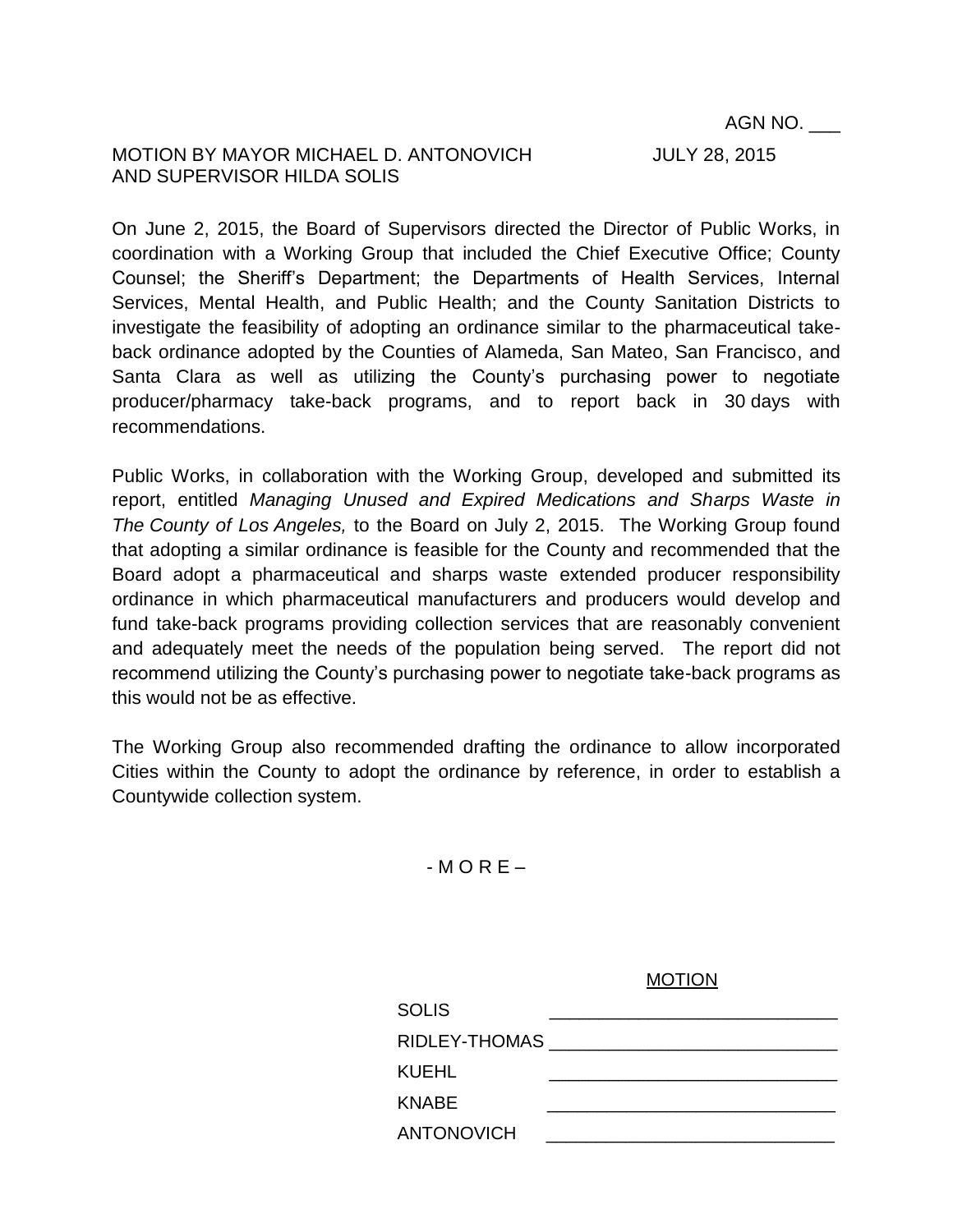AGN NO. ___

MOTION BY MAYOR MICHAEL D. ANTONOVICH AND SUPERVISOR HILDA SOLIS

JULY 28, 2015

On June 2, 2015, the Board of Supervisors directed the Director of Public Works, in coordination with a Working Group that included the Chief Executive Office; County Counsel; the Sheriff's Department; the Departments of Health Services, Internal Services, Mental Health, and Public Health; and the County Sanitation Districts to investigate the feasibility of adopting an ordinance similar to the pharmaceutical take-back ordinance adopted by the Counties of Alameda, San Mateo, San Francisco, and Santa Clara as well as utilizing the County's purchasing power to negotiate producer/pharmacy take-back programs, and to report back in 30 days with recommendations.

Public Works, in collaboration with the Working Group, developed and submitted its report, entitled *Managing Unused and Expired Medications and Sharps Waste in The County of Los Angeles,* to the Board on July 2, 2015. The Working Group found that adopting a similar ordinance is feasible for the County and recommended that the Board adopt a pharmaceutical and sharps waste extended producer responsibility ordinance in which pharmaceutical manufacturers and producers would develop and fund take-back programs providing collection services that are reasonably convenient and adequately meet the needs of the population being served. The report did not recommend utilizing the County's purchasing power to negotiate take-back programs as this would not be as effective.

The Working Group also recommended drafting the ordinance to allow incorporated Cities within the County to adopt the ordinance by reference, in order to establish a Countywide collection system.

\- M O R E –

MOTION

| | |
|---|---|
| SOLIS | _____________________________ |
| RIDLEY-THOMAS | _____________________________ |
| KUEHL | _____________________________ |
| KNABE | _____________________________ |
| ANTONOVICH | _____________________________ |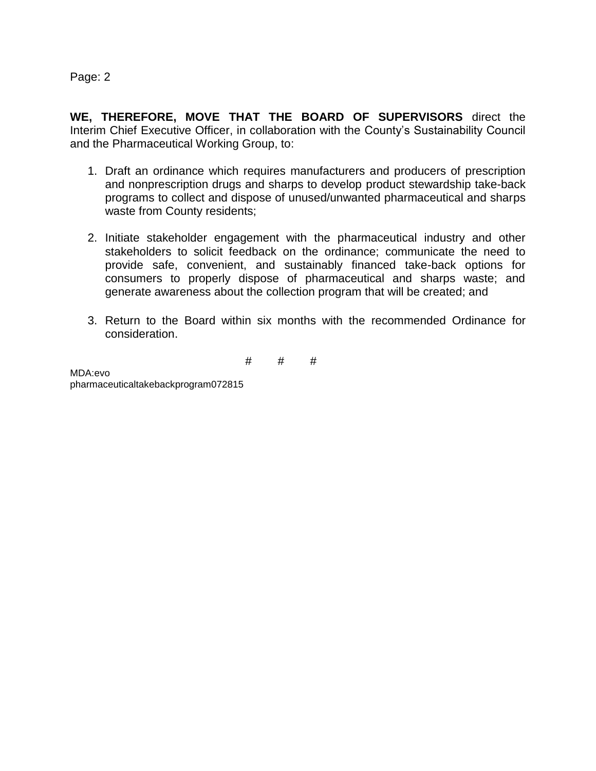**WE, THEREFORE, MOVE THAT THE BOARD OF SUPERVISORS** direct the Interim Chief Executive Officer, in collaboration with the County's Sustainability Council and the Pharmaceutical Working Group, to:

1. Draft an ordinance which requires manufacturers and producers of prescription and nonprescription drugs and sharps to develop product stewardship take-back programs to collect and dispose of unused/unwanted pharmaceutical and sharps waste from County residents;

2. Initiate stakeholder engagement with the pharmaceutical industry and other stakeholders to solicit feedback on the ordinance; communicate the need to provide safe, convenient, and sustainably financed take-back options for consumers to properly dispose of pharmaceutical and sharps waste; and generate awareness about the collection program that will be created; and

3. Return to the Board within six months with the recommended Ordinance for consideration.

# # #

MDA:evo
pharmaceuticaltakebackprogram072815